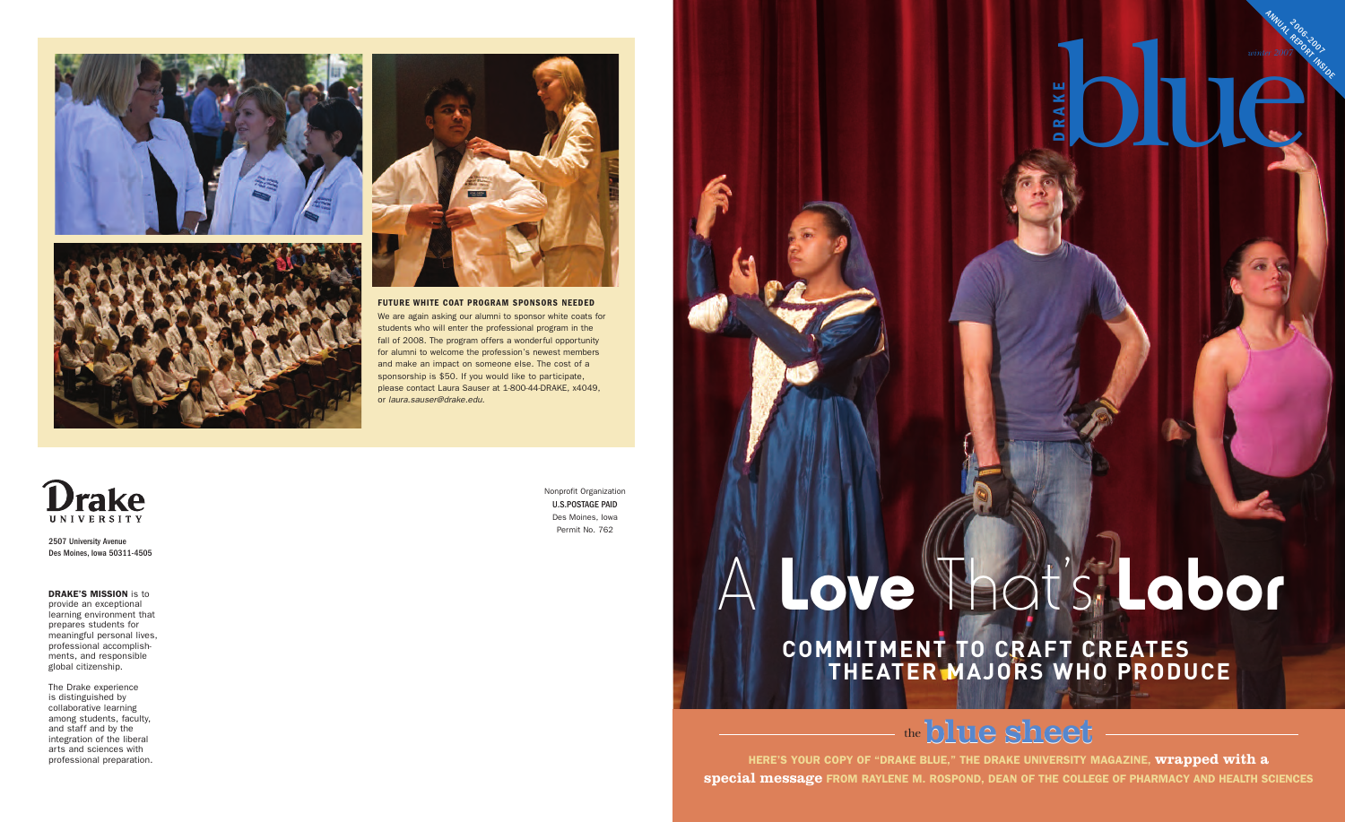**FUTURE WHITE COAT PROGRAM SPONSORS NEEDED**

We are again asking our alumni to sponsor white coats for students who will enter the professional program in the fall of 2008. The program offers a wonderful opportunity for alumni to welcome the profession's newest members and make an impact on someone else. The cost of a sponsorship is $50. If you would like to participate, please contact Laura Sauser at 1-800-44-DRAKE, x4049, or *laura.sauser@drake.edu*.

Drake UNIVERSITY

2507 University Avenue
Des Moines, Iowa 50311-4505

**DRAKE'S MISSION** is to provide an exceptional learning environment that prepares students for meaningful personal lives, professional accomplishments, and responsible global citizenship.

The Drake experience is distinguished by collaborative learning among students, faculty, and staff and by the integration of the liberal arts and sciences with professional preparation.

Nonprofit Organization
U.S.POSTAGE PAID
Des Moines, Iowa
Permit No. 762

2006-2007 ANNUAL REPORT INSIDE

*winter 2007*

# DRAKE blue

# A **Love** That's **Labor**

## COMMITMENT TO CRAFT CREATES THEATER MAJORS WHO PRODUCE

## the **blue sheet**

HERE'S YOUR COPY OF "DRAKE BLUE," THE DRAKE UNIVERSITY MAGAZINE, **wrapped with a special message** FROM RAYLENE M. ROSPOND, DEAN OF THE COLLEGE OF PHARMACY AND HEALTH SCIENCES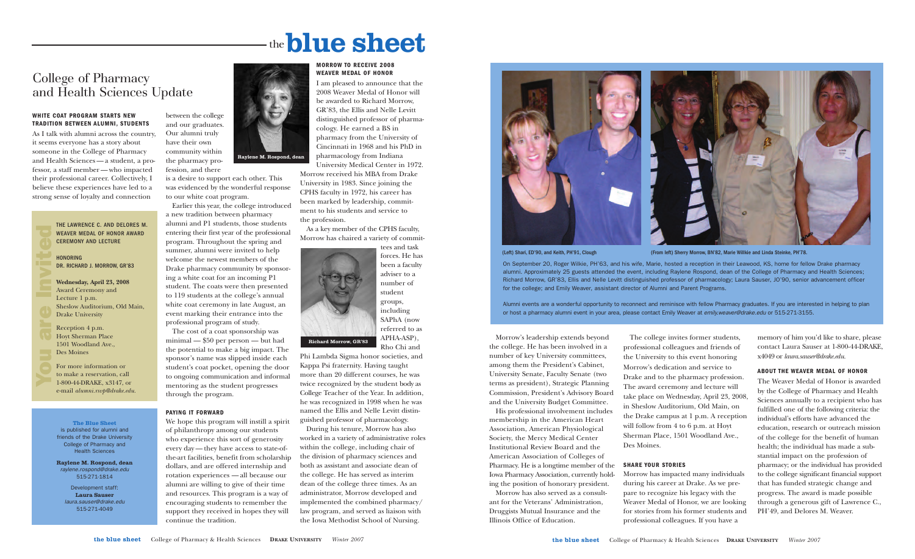# the blue sheet

## College of Pharmacy and Health Sciences Update

### WHITE COAT PROGRAM STARTS NEW TRADITION BETWEEN ALUMNI, STUDENTS

As I talk with alumni across the country, it seems everyone has a story about someone in the College of Pharmacy and Health Sciences — a student, a professor, a staff member — who impacted their professional career. Collectively, I believe these experiences have led to a strong sense of loyalty and connection between the college and our graduates. Our alumni truly have their own community within the pharmacy profession, and there is a desire to support each other. This was evidenced by the wonderful response to our white coat program.

Raylene M. Rospond, dean

Earlier this year, the college introduced a new tradition between pharmacy alumni and P1 students, those students entering their first year of the professional program. Throughout the spring and summer, alumni were invited to help welcome the newest members of the Drake pharmacy community by sponsoring a white coat for an incoming P1 student. The coats were then presented to 119 students at the college's annual white coat ceremony in late August, an event marking their entrance into the professional program of study.

The cost of a coat sponsorship was minimal — $50 per person — but had the potential to make a big impact. The sponsor's name was slipped inside each student's coat pocket, opening the door to ongoing communication and informal mentoring as the student progresses through the program.

### PAYING IT FORWARD

We hope this program will instill a spirit of philanthropy among our students who experience this sort of generosity every day — they have access to state-of-the-art facilities, benefit from scholarship dollars, and are offered internship and rotation experiences — all because our alumni are willing to give of their time and resources. This program is a way of encouraging students to remember the support they received in hopes they will continue the tradition.

**You are Invited**

**THE LAWRENCE C. AND DELORES M. WEAVER MEDAL OF HONOR AWARD CEREMONY AND LECTURE**

**HONORING DR. RICHARD J. MORROW, GR'83**

**Wednesday, April 23, 2008**
Award Ceremony and Lecture 1 p.m.
Sheslow Auditorium, Old Main, Drake University

Reception 4 p.m.
Hoyt Sherman Place
1501 Woodland Ave., Des Moines

For more information or to make a reservation, call 1-800-44-DRAKE, x3147, or e-mail *alumni.rsvp@drake.edu*.

**The Blue Sheet** is published for alumni and friends of the Drake University College of Pharmacy and Health Sciences

**Raylene M. Rospond, dean**
*raylene.rospond@drake.edu*
515-271-1814

Development staff:
**Laura Sauser**
*laura.sauser@drake.edu*
515-271-4049

### MORROW TO RECEIVE 2008 WEAVER MEDAL OF HONOR

I am pleased to announce that the 2008 Weaver Medal of Honor will be awarded to Richard Morrow, GR'83, the Ellis and Nelle Levitt distinguished professor of pharmacology. He earned a BS in pharmacy from the University of Cincinnati in 1968 and his PhD in pharmacology from Indiana University Medical Center in 1972. Morrow received his MBA from Drake University in 1983. Since joining the CPHS faculty in 1972, his career has been marked by leadership, commitment to his students and service to the profession.

As a key member of the CPHS faculty, Morrow has chaired a variety of committees and task forces. He has been a faculty adviser to a number of student groups, including SAPhA (now referred to as APHA-ASP), Rho Chi and Phi Lambda Sigma honor societies, and Kappa Psi fraternity. Having taught more than 20 different courses, he was twice recognized by the student body as College Teacher of the Year. In addition, he was recognized in 1998 when he was named the Ellis and Nelle Levitt distinguished professor of pharmacology.

Richard Morrow, GR'83

During his tenure, Morrow has also worked in a variety of administrative roles within the college, including chair of the division of pharmacy sciences and both as assistant and associate dean of the college. He has served as interim dean of the college three times. As an administrator, Morrow developed and implemented the combined pharmacy/law program, and served as liaison with the Iowa Methodist School of Nursing.

(Left) Shari, ED'90, and Keith, PH'91, Clough

(From left) Sherry Morrow, BN'82, Marie Willkie and Linda Steinke, PH'78.

On September 20, Roger Wilkie, PH'63, and his wife, Marie, hosted a reception in their Leawood, KS, home for fellow Drake pharmacy alumni. Approximately 25 guests attended the event, including Raylene Rospond, dean of the College of Pharmacy and Health Sciences; Richard Morrow, GR'83, Ellis and Nelle Levitt distinguished professor of pharmacology; Laura Sauser, JO'90, senior advancement officer for the college; and Emily Weaver, assistant director of Alumni and Parent Programs.

Alumni events are a wonderful opportunity to reconnect and reminisce with fellow Pharmacy graduates. If you are interested in helping to plan or host a pharmacy alumni event in your area, please contact Emily Weaver at *emily.weaver@drake.edu* or 515-271-3155.

Morrow's leadership extends beyond the college. He has been involved in a number of key University committees, among them the President's Cabinet, University Senate, Faculty Senate (two terms as president), Strategic Planning Commission, President's Advisory Board and the University Budget Committee.

His professional involvement includes membership in the American Heart Association, American Physiological Society, the Mercy Medical Center Institutional Review Board and the American Association of Colleges of Pharmacy. He is a longtime member of the Iowa Pharmacy Association, currently holding the position of honorary president.

Morrow has also served as a consultant for the Veterans' Administration, Druggists Mutual Insurance and the Illinois Office of Education.

The college invites former students, professional colleagues and friends of the University to this event honoring Morrow's dedication and service to Drake and to the pharmacy profession. The award ceremony and lecture will take place on Wednesday, April 23, 2008, in Sheslow Auditorium, Old Main, on the Drake campus at 1 p.m. A reception will follow from 4 to 6 p.m. at Hoyt Sherman Place, 1501 Woodland Ave., Des Moines.

### SHARE YOUR STORIES

Morrow has impacted many individuals during his career at Drake. As we prepare to recognize his legacy with the Weaver Medal of Honor, we are looking for stories from his former students and professional colleagues. If you have a memory of him you'd like to share, please contact Laura Sauser at 1-800-44-DRAKE, x4049 or *laura.sauser@drake.edu*.

### ABOUT THE WEAVER MEDAL OF HONOR

The Weaver Medal of Honor is awarded by the College of Pharmacy and Health Sciences annually to a recipient who has fulfilled one of the following criteria: the individual's efforts have advanced the education, research or outreach mission of the college for the benefit of human health; the individual has made a substantial impact on the profession of pharmacy; or the individual has provided to the college significant financial support that has funded strategic change and progress. The award is made possible through a generous gift of Lawrence C., PH'49, and Delores M. Weaver.